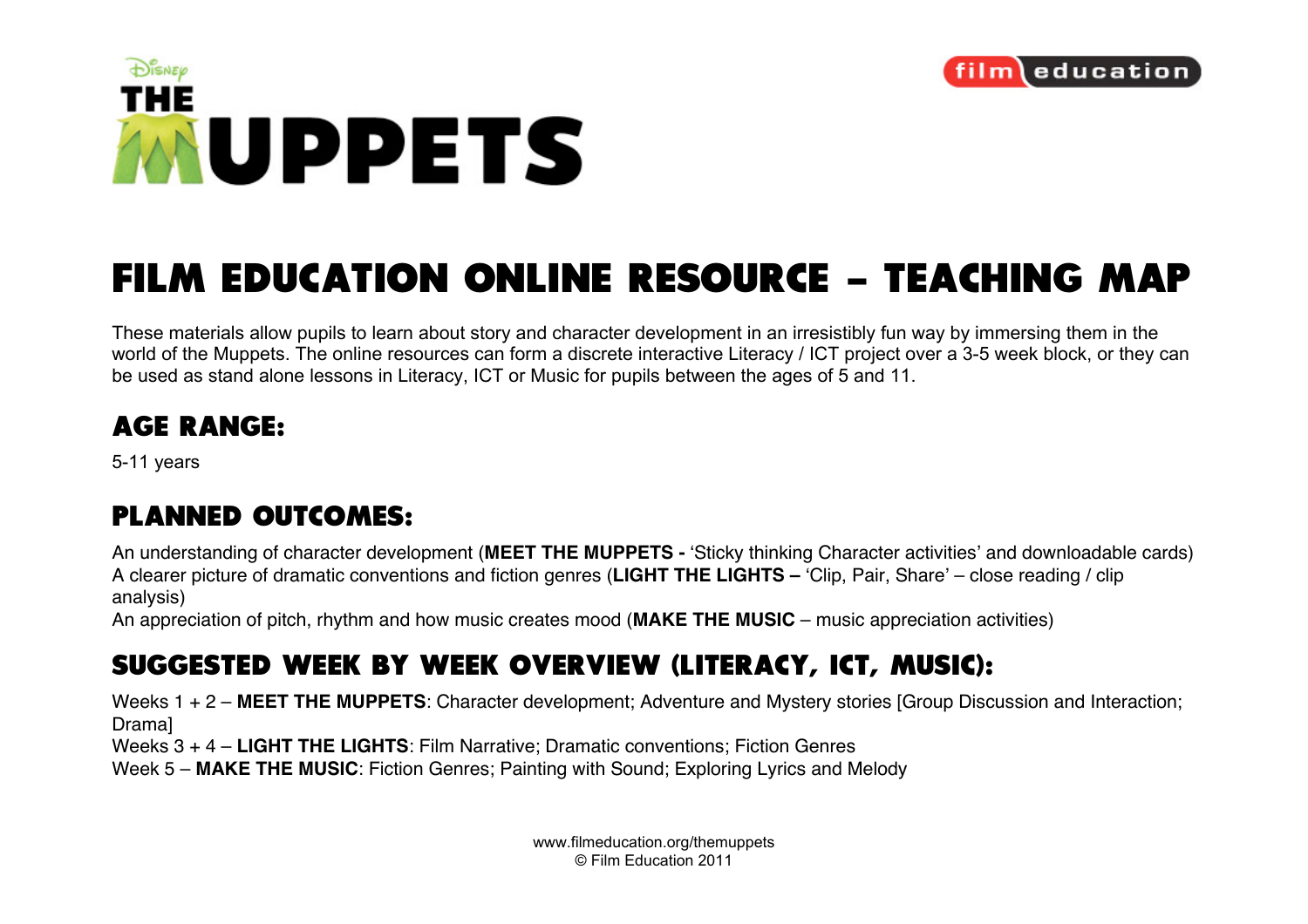# Disney THE MUPPETS

film education

# FILM EDUCATION ONLINE RESOURCE – TEACHING MAP

These materials allow pupils to learn about story and character development in an irresistibly fun way by immersing them in the world of the Muppets. The online resources can form a discrete interactive Literacy / ICT project over a 3-5 week block, or they can be used as stand alone lessons in Literacy, ICT or Music for pupils between the ages of 5 and 11.

## AGE RANGE:

5-11 years

## PLANNED OUTCOMES:

An understanding of character development (**MEET THE MUPPETS -** 'Sticky thinking Character activities' and downloadable cards)
A clearer picture of dramatic conventions and fiction genres (**LIGHT THE LIGHTS –** 'Clip, Pair, Share' – close reading / clip analysis)
An appreciation of pitch, rhythm and how music creates mood (**MAKE THE MUSIC** – music appreciation activities)

## SUGGESTED WEEK BY WEEK OVERVIEW (LITERACY, ICT, MUSIC):

Weeks 1 + 2 – **MEET THE MUPPETS**: Character development; Adventure and Mystery stories [Group Discussion and Interaction; Drama]
Weeks 3 + 4 – **LIGHT THE LIGHTS**: Film Narrative; Dramatic conventions; Fiction Genres
Week 5 – **MAKE THE MUSIC**: Fiction Genres; Painting with Sound; Exploring Lyrics and Melody

www.filmeducation.org/themuppets
© Film Education 2011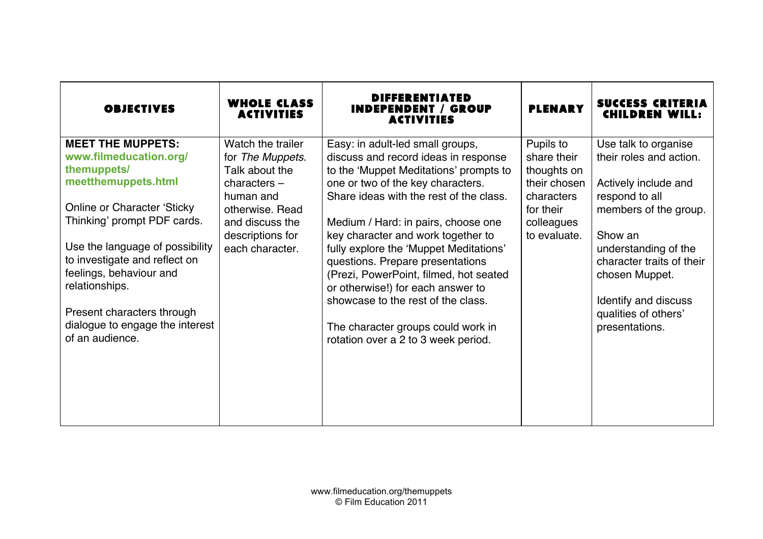| OBJECTIVES | WHOLE CLASS ACTIVITIES | DIFFERENTIATED INDEPENDENT / GROUP ACTIVITIES | PLENARY | SUCCESS CRITERIA CHILDREN WILL: |
|---|---|---|---|---|
| **MEET THE MUPPETS:** **www.filmeducation.org/themuppets/meetthemuppets.html**<br><br>Online or Character 'Sticky Thinking' prompt PDF cards.<br><br>Use the language of possibility to investigate and reflect on feelings, behaviour and relationships.<br><br>Present characters through dialogue to engage the interest of an audience. | Watch the trailer for *The Muppets*. Talk about the characters – human and otherwise. Read and discuss the descriptions for each character. | Easy: in adult-led small groups, discuss and record ideas in response to the 'Muppet Meditations' prompts to one or two of the key characters. Share ideas with the rest of the class.<br><br>Medium / Hard: in pairs, choose one key character and work together to fully explore the 'Muppet Meditations' questions. Prepare presentations (Prezi, PowerPoint, filmed, hot seated or otherwise!) for each answer to showcase to the rest of the class.<br><br>The character groups could work in rotation over a 2 to 3 week period. | Pupils to share their thoughts on their chosen characters for their colleagues to evaluate. | Use talk to organise their roles and action.<br><br>Actively include and respond to all members of the group.<br><br>Show an understanding of the character traits of their chosen Muppet.<br><br>Identify and discuss qualities of others' presentations. |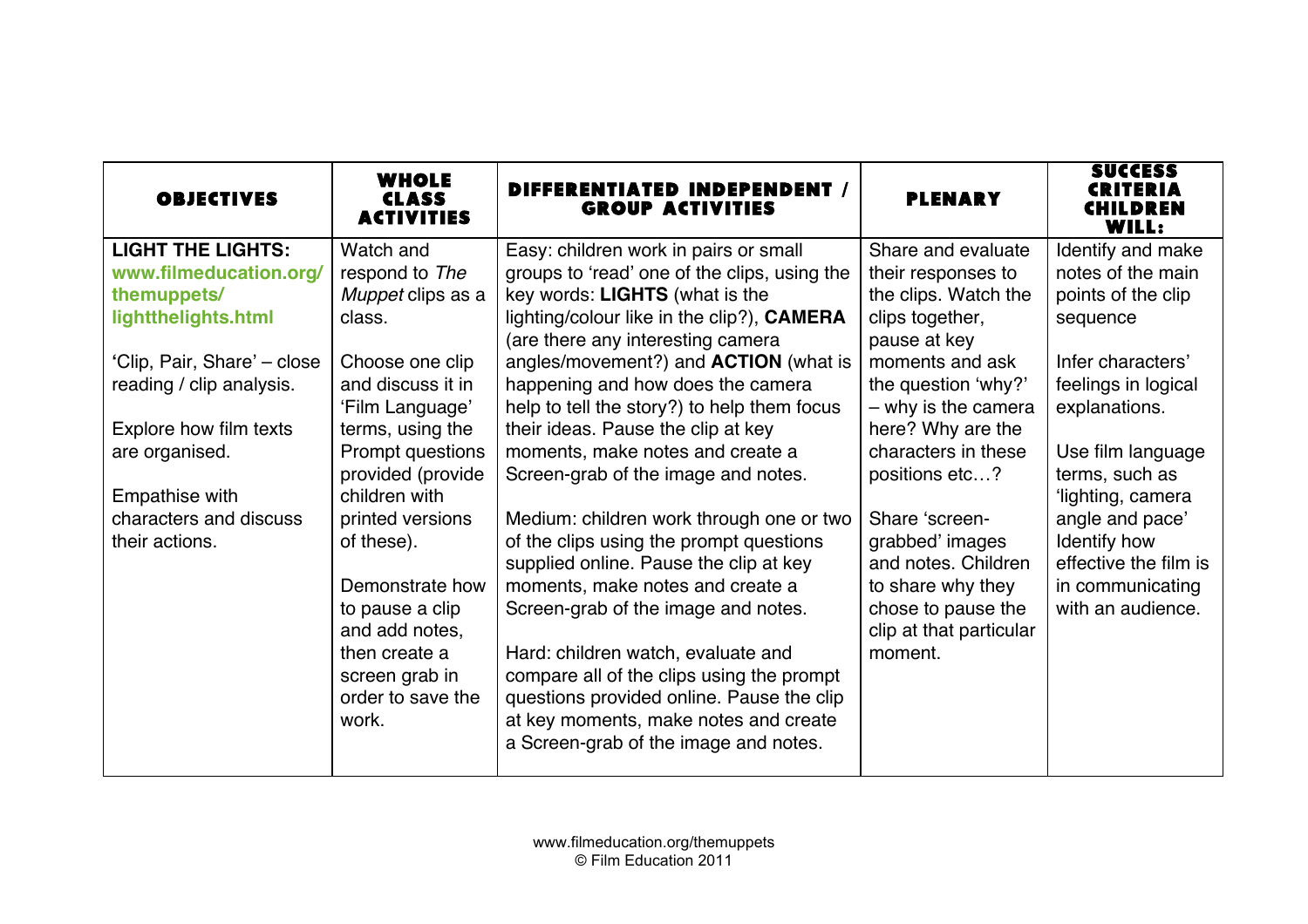| OBJECTIVES | WHOLE CLASS ACTIVITIES | DIFFERENTIATED INDEPENDENT / GROUP ACTIVITIES | PLENARY | SUCCESS CRITERIA CHILDREN WILL: |
|---|---|---|---|---|
| **LIGHT THE LIGHTS:** **www.filmeducation.org/themuppets/lightthelights.html**<br><br>'Clip, Pair, Share' – close reading / clip analysis.<br><br>Explore how film texts are organised.<br><br>Empathise with characters and discuss their actions. | Watch and respond to *The Muppet* clips as a class.<br><br>Choose one clip and discuss it in 'Film Language' terms, using the Prompt questions provided (provide children with printed versions of these).<br><br>Demonstrate how to pause a clip and add notes, then create a screen grab in order to save the work. | Easy: children work in pairs or small groups to 'read' one of the clips, using the key words: **LIGHTS** (what is the lighting/colour like in the clip?), **CAMERA** (are there any interesting camera angles/movement?) and **ACTION** (what is happening and how does the camera help to tell the story?) to help them focus their ideas. Pause the clip at key moments, make notes and create a Screen-grab of the image and notes.<br><br>Medium: children work through one or two of the clips using the prompt questions supplied online. Pause the clip at key moments, make notes and create a Screen-grab of the image and notes.<br><br>Hard: children watch, evaluate and compare all of the clips using the prompt questions provided online. Pause the clip at key moments, make notes and create a Screen-grab of the image and notes. | Share and evaluate their responses to the clips. Watch the clips together, pause at key moments and ask the question 'why?' – why is the camera here? Why are the characters in these positions etc…?<br><br>Share 'screen-grabbed' images and notes. Children to share why they chose to pause the clip at that particular moment. | Identify and make notes of the main points of the clip sequence<br><br>Infer characters' feelings in logical explanations.<br><br>Use film language terms, such as 'lighting, camera angle and pace' Identify how effective the film is in communicating with an audience. |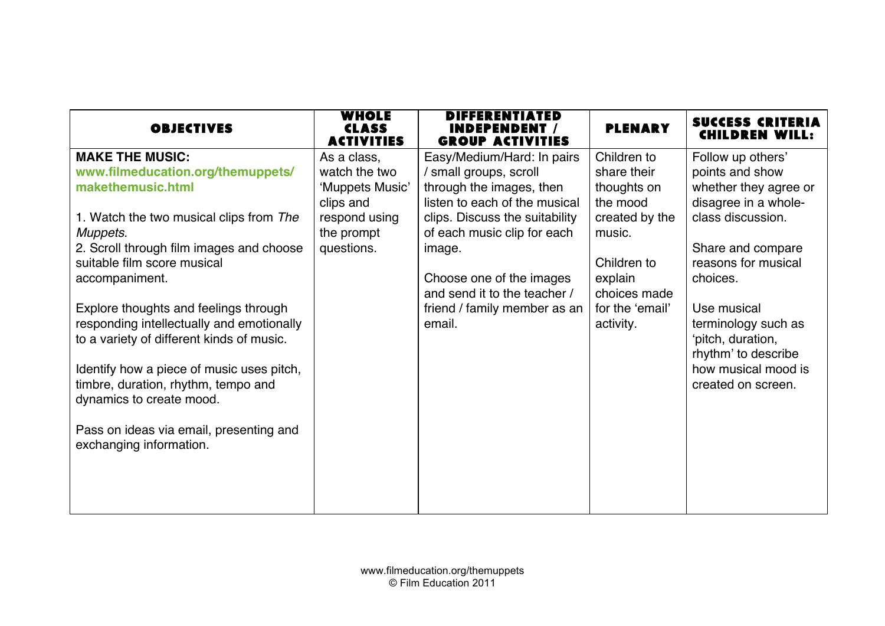| OBJECTIVES | WHOLE CLASS ACTIVITIES | DIFFERENTIATED INDEPENDENT / GROUP ACTIVITIES | PLENARY | SUCCESS CRITERIA CHILDREN WILL: |
|---|---|---|---|---|
| **MAKE THE MUSIC:**<br>**www.filmeducation.org/themuppets/makethemusic.html**<br><br>1. Watch the two musical clips from *The Muppets*.<br>2. Scroll through film images and choose suitable film score musical accompaniment.<br><br>Explore thoughts and feelings through responding intellectually and emotionally to a variety of different kinds of music.<br><br>Identify how a piece of music uses pitch, timbre, duration, rhythm, tempo and dynamics to create mood.<br><br>Pass on ideas via email, presenting and exchanging information. | As a class, watch the two 'Muppets Music' clips and respond using the prompt questions. | Easy/Medium/Hard: In pairs / small groups, scroll through the images, then listen to each of the musical clips. Discuss the suitability of each music clip for each image.<br><br>Choose one of the images and send it to the teacher / friend / family member as an email. | Children to share their thoughts on the mood created by the music.<br><br>Children to explain choices made for the 'email' activity. | Follow up others' points and show whether they agree or disagree in a whole-class discussion.<br><br>Share and compare reasons for musical choices.<br><br>Use musical terminology such as 'pitch, duration, rhythm' to describe how musical mood is created on screen. |

www.filmeducation.org/themuppets
© Film Education 2011